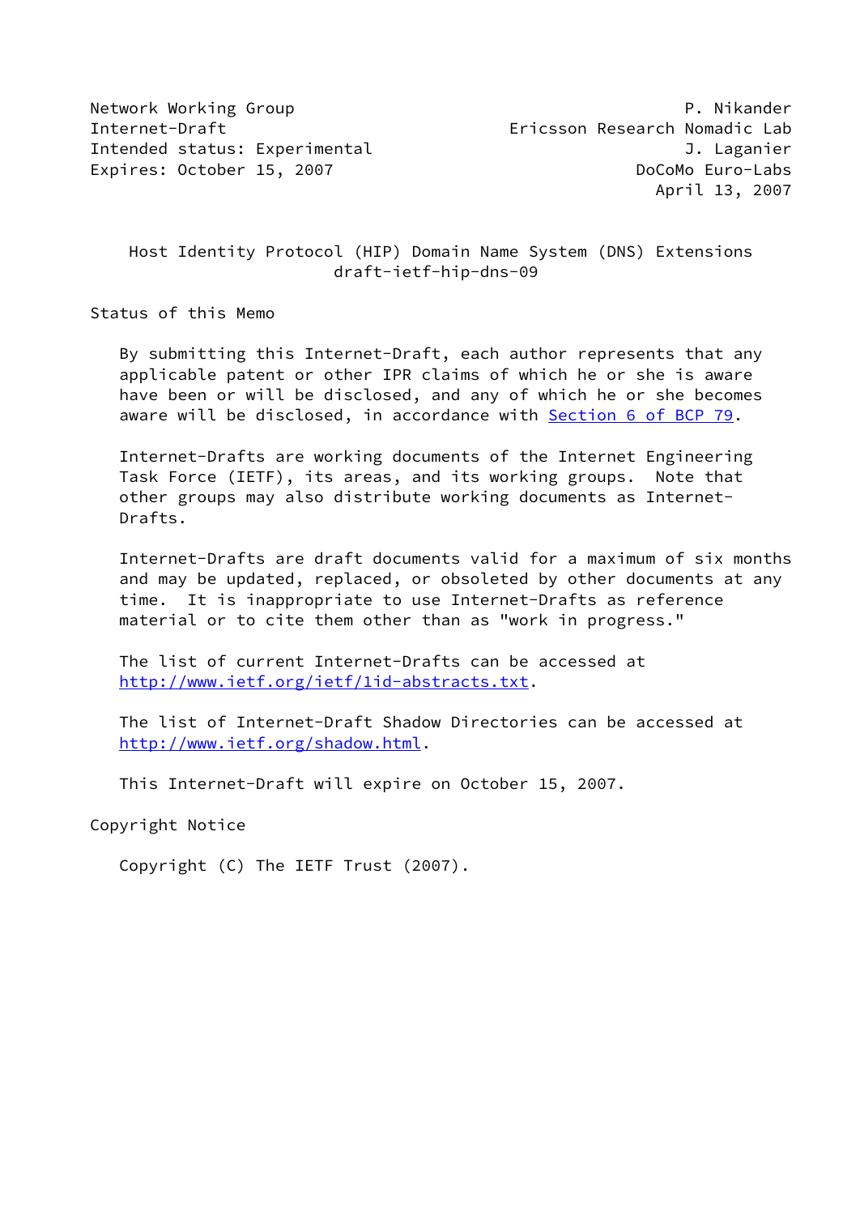Network Working Group                                        P. Nikander
Internet-Draft                                Ericsson Research Nomadic Lab
Intended status: Experimental                                J. Laganier
Expires: October 15, 2007                                DoCoMo Euro-Labs
                                                              April 13, 2007

# Host Identity Protocol (HIP) Domain Name System (DNS) Extensions
draft-ietf-hip-dns-09

## Status of this Memo

By submitting this Internet-Draft, each author represents that any applicable patent or other IPR claims of which he or she is aware have been or will be disclosed, and any of which he or she becomes aware will be disclosed, in accordance with Section 6 of BCP 79.

Internet-Drafts are working documents of the Internet Engineering Task Force (IETF), its areas, and its working groups. Note that other groups may also distribute working documents as Internet-Drafts.

Internet-Drafts are draft documents valid for a maximum of six months and may be updated, replaced, or obsoleted by other documents at any time. It is inappropriate to use Internet-Drafts as reference material or to cite them other than as "work in progress."

The list of current Internet-Drafts can be accessed at http://www.ietf.org/ietf/1id-abstracts.txt.

The list of Internet-Draft Shadow Directories can be accessed at http://www.ietf.org/shadow.html.

This Internet-Draft will expire on October 15, 2007.

## Copyright Notice

Copyright (C) The IETF Trust (2007).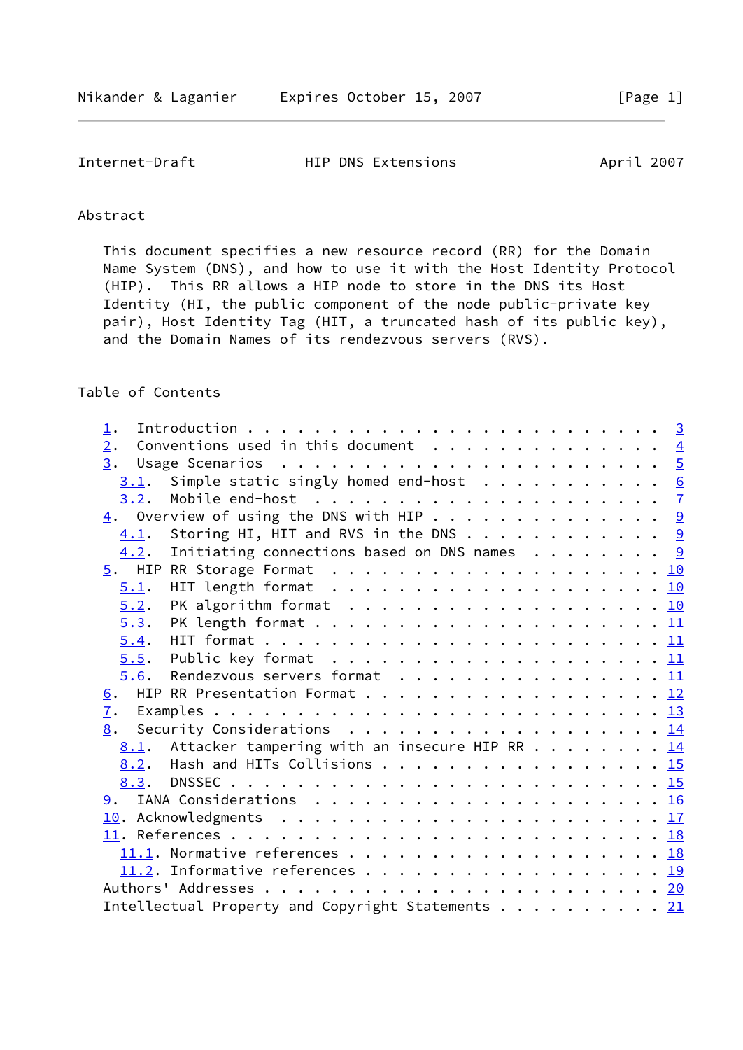## Abstract

This document specifies a new resource record (RR) for the Domain Name System (DNS), and how to use it with the Host Identity Protocol (HIP). This RR allows a HIP node to store in the DNS its Host Identity (HI, the public component of the node public-private key pair), Host Identity Tag (HIT, a truncated hash of its public key), and the Domain Names of its rendezvous servers (RVS).

## Table of Contents

```
   1.  Introduction . . . . . . . . . . . . . . . . . . . . . . . .  3
   2.  Conventions used in this document  . . . . . . . . . . . . .  4
   3.  Usage Scenarios  . . . . . . . . . . . . . . . . . . . . . .  5
     3.1.  Simple static singly homed end-host  . . . . . . . . . .  6
     3.2.  Mobile end-host  . . . . . . . . . . . . . . . . . . . .  7
   4.  Overview of using the DNS with HIP . . . . . . . . . . . . .  9
     4.1.  Storing HI, HIT and RVS in the DNS . . . . . . . . . . .  9
     4.2.  Initiating connections based on DNS names  . . . . . . .  9
   5.  HIP RR Storage Format  . . . . . . . . . . . . . . . . . . . 10
     5.1.  HIT length format  . . . . . . . . . . . . . . . . . . . 10
     5.2.  PK algorithm format  . . . . . . . . . . . . . . . . . . 10
     5.3.  PK length format . . . . . . . . . . . . . . . . . . . . 11
     5.4.  HIT format . . . . . . . . . . . . . . . . . . . . . . . 11
     5.5.  Public key format  . . . . . . . . . . . . . . . . . . . 11
     5.6.  Rendezvous servers format  . . . . . . . . . . . . . . . 11
   6.  HIP RR Presentation Format . . . . . . . . . . . . . . . . . 12
   7.  Examples . . . . . . . . . . . . . . . . . . . . . . . . . . 13
   8.  Security Considerations  . . . . . . . . . . . . . . . . . . 14
     8.1.  Attacker tampering with an insecure HIP RR . . . . . . . 14
     8.2.  Hash and HITs Collisions . . . . . . . . . . . . . . . . 15
     8.3.  DNSSEC . . . . . . . . . . . . . . . . . . . . . . . . . 15
   9.  IANA Considerations  . . . . . . . . . . . . . . . . . . . . 16
   10. Acknowledgments  . . . . . . . . . . . . . . . . . . . . . . 17
   11. References . . . . . . . . . . . . . . . . . . . . . . . . . 18
     11.1. Normative references . . . . . . . . . . . . . . . . . . 18
     11.2. Informative references . . . . . . . . . . . . . . . . . 19
   Authors' Addresses . . . . . . . . . . . . . . . . . . . . . . . 20
   Intellectual Property and Copyright Statements . . . . . . . . . 21
```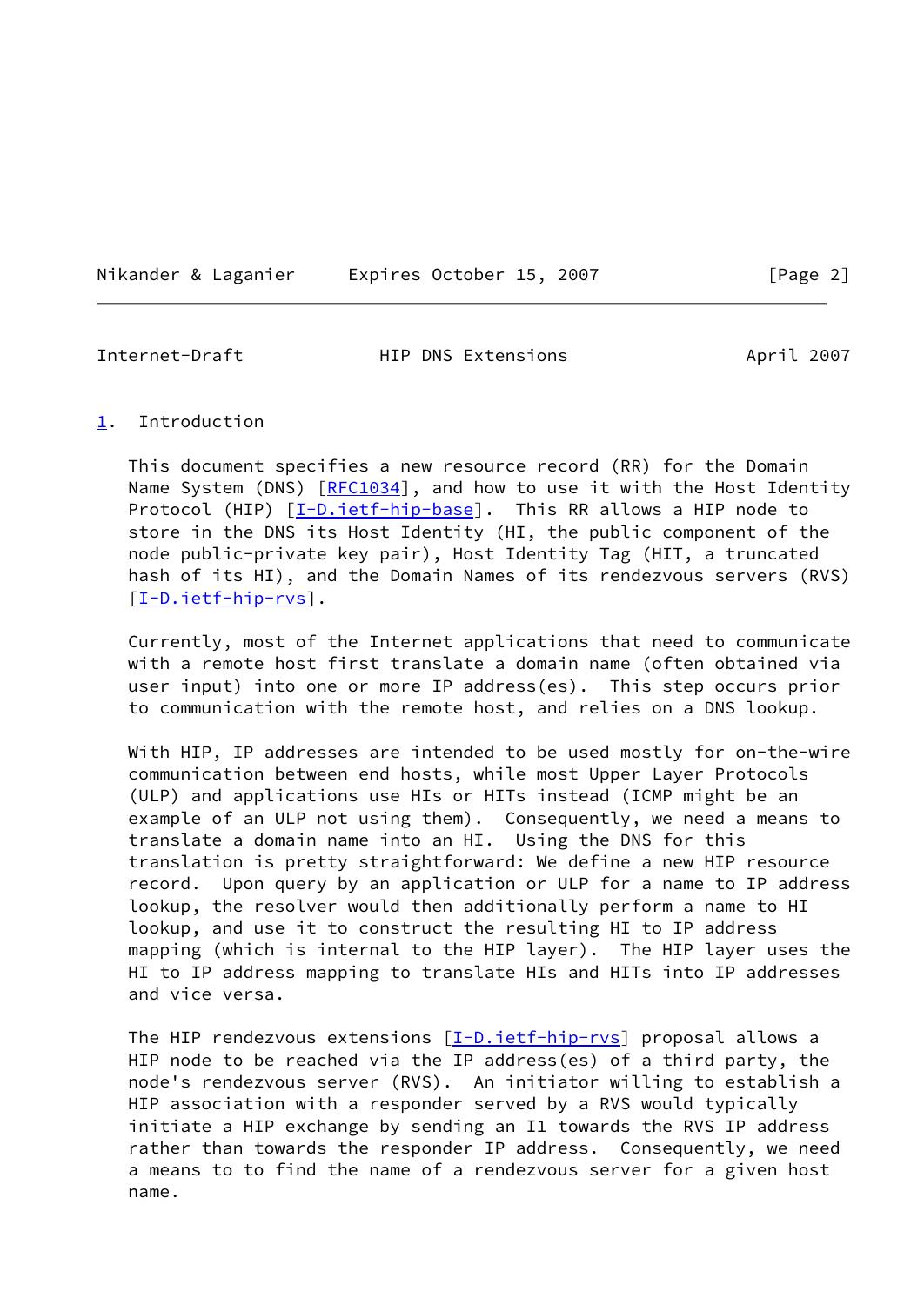## 1. Introduction

This document specifies a new resource record (RR) for the Domain Name System (DNS) [RFC1034], and how to use it with the Host Identity Protocol (HIP) [I-D.ietf-hip-base]. This RR allows a HIP node to store in the DNS its Host Identity (HI, the public component of the node public-private key pair), Host Identity Tag (HIT, a truncated hash of its HI), and the Domain Names of its rendezvous servers (RVS) [I-D.ietf-hip-rvs].

Currently, most of the Internet applications that need to communicate with a remote host first translate a domain name (often obtained via user input) into one or more IP address(es). This step occurs prior to communication with the remote host, and relies on a DNS lookup.

With HIP, IP addresses are intended to be used mostly for on-the-wire communication between end hosts, while most Upper Layer Protocols (ULP) and applications use HIs or HITs instead (ICMP might be an example of an ULP not using them). Consequently, we need a means to translate a domain name into an HI. Using the DNS for this translation is pretty straightforward: We define a new HIP resource record. Upon query by an application or ULP for a name to IP address lookup, the resolver would then additionally perform a name to HI lookup, and use it to construct the resulting HI to IP address mapping (which is internal to the HIP layer). The HIP layer uses the HI to IP address mapping to translate HIs and HITs into IP addresses and vice versa.

The HIP rendezvous extensions [I-D.ietf-hip-rvs] proposal allows a HIP node to be reached via the IP address(es) of a third party, the node's rendezvous server (RVS). An initiator willing to establish a HIP association with a responder served by a RVS would typically initiate a HIP exchange by sending an I1 towards the RVS IP address rather than towards the responder IP address. Consequently, we need a means to to find the name of a rendezvous server for a given host name.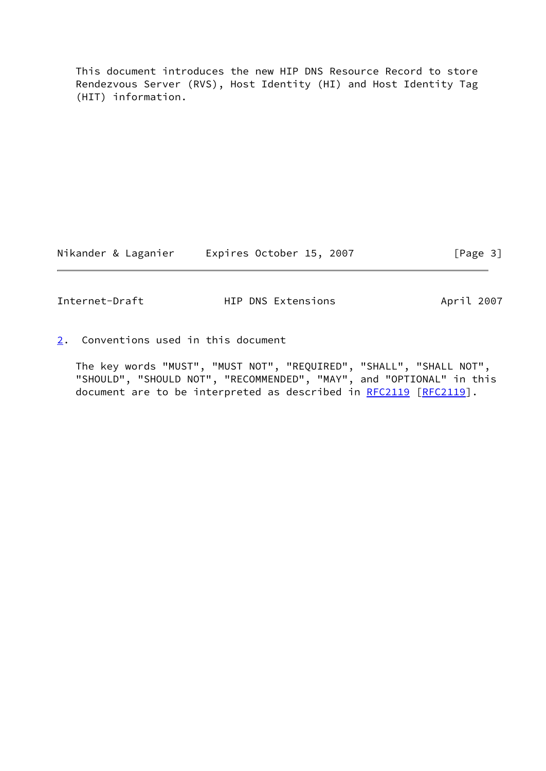This document introduces the new HIP DNS Resource Record to store Rendezvous Server (RVS), Host Identity (HI) and Host Identity Tag (HIT) information.

## 2. Conventions used in this document

The key words "MUST", "MUST NOT", "REQUIRED", "SHALL", "SHALL NOT", "SHOULD", "SHOULD NOT", "RECOMMENDED", "MAY", and "OPTIONAL" in this document are to be interpreted as described in RFC2119 [RFC2119].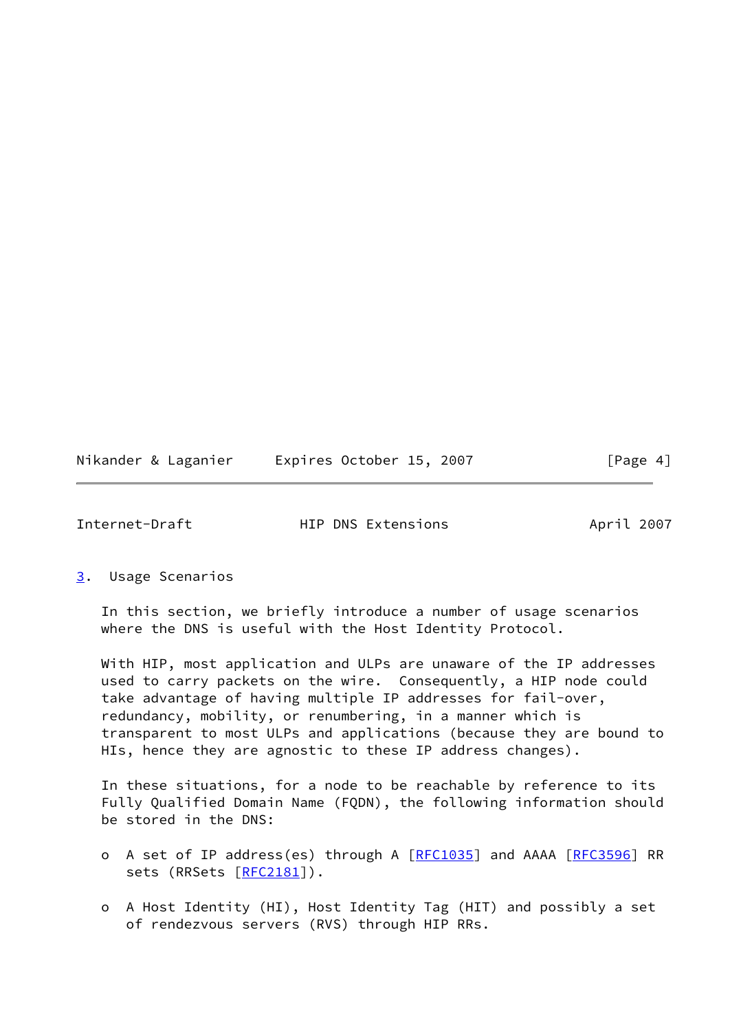## 3. Usage Scenarios

In this section, we briefly introduce a number of usage scenarios where the DNS is useful with the Host Identity Protocol.

With HIP, most application and ULPs are unaware of the IP addresses used to carry packets on the wire. Consequently, a HIP node could take advantage of having multiple IP addresses for fail-over, redundancy, mobility, or renumbering, in a manner which is transparent to most ULPs and applications (because they are bound to HIs, hence they are agnostic to these IP address changes).

In these situations, for a node to be reachable by reference to its Fully Qualified Domain Name (FQDN), the following information should be stored in the DNS:

- A set of IP address(es) through A [RFC1035] and AAAA [RFC3596] RR sets (RRSets [RFC2181]).
- A Host Identity (HI), Host Identity Tag (HIT) and possibly a set of rendezvous servers (RVS) through HIP RRs.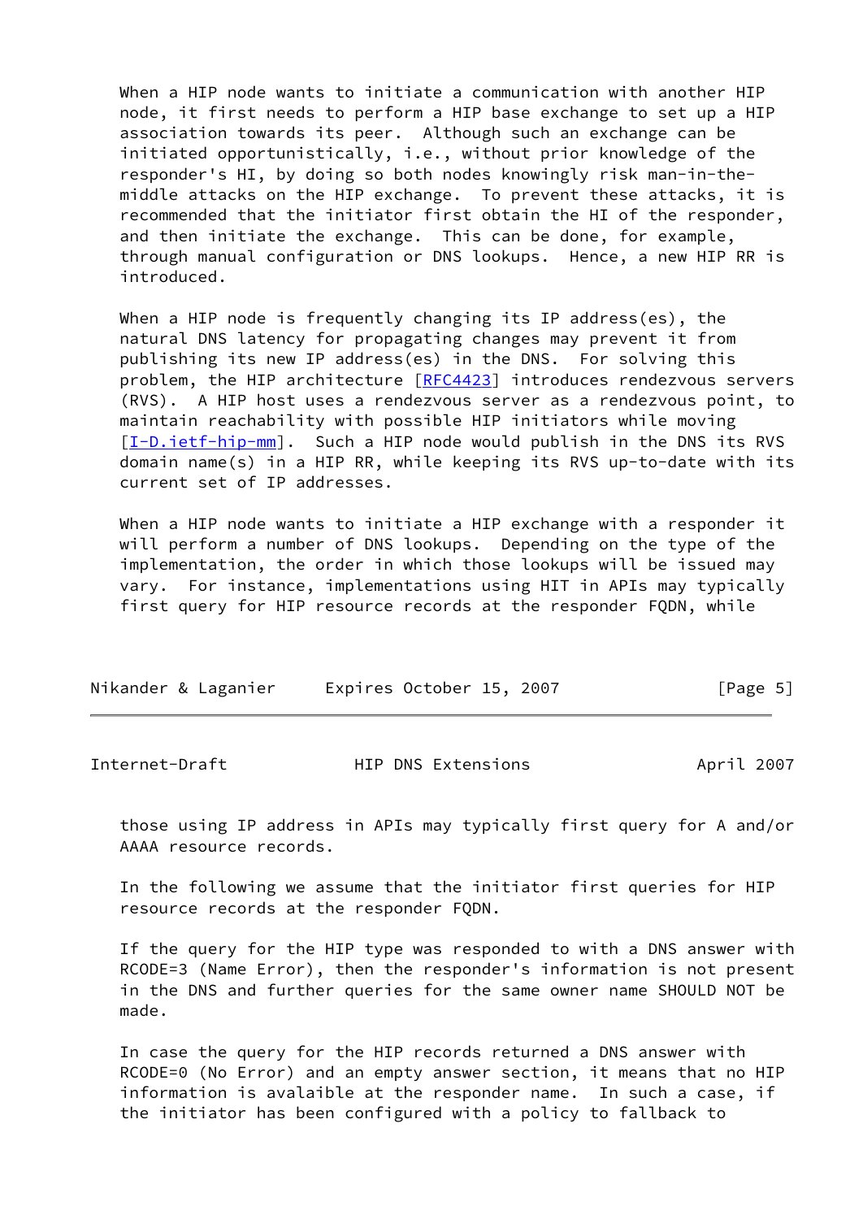When a HIP node wants to initiate a communication with another HIP node, it first needs to perform a HIP base exchange to set up a HIP association towards its peer. Although such an exchange can be initiated opportunistically, i.e., without prior knowledge of the responder's HI, by doing so both nodes knowingly risk man-in-the-middle attacks on the HIP exchange. To prevent these attacks, it is recommended that the initiator first obtain the HI of the responder, and then initiate the exchange. This can be done, for example, through manual configuration or DNS lookups. Hence, a new HIP RR is introduced.

When a HIP node is frequently changing its IP address(es), the natural DNS latency for propagating changes may prevent it from publishing its new IP address(es) in the DNS. For solving this problem, the HIP architecture [RFC4423] introduces rendezvous servers (RVS). A HIP host uses a rendezvous server as a rendezvous point, to maintain reachability with possible HIP initiators while moving [I-D.ietf-hip-mm]. Such a HIP node would publish in the DNS its RVS domain name(s) in a HIP RR, while keeping its RVS up-to-date with its current set of IP addresses.

When a HIP node wants to initiate a HIP exchange with a responder it will perform a number of DNS lookups. Depending on the type of the implementation, the order in which those lookups will be issued may vary. For instance, implementations using HIT in APIs may typically first query for HIP resource records at the responder FQDN, while those using IP address in APIs may typically first query for A and/or AAAA resource records.

In the following we assume that the initiator first queries for HIP resource records at the responder FQDN.

If the query for the HIP type was responded to with a DNS answer with RCODE=3 (Name Error), then the responder's information is not present in the DNS and further queries for the same owner name SHOULD NOT be made.

In case the query for the HIP records returned a DNS answer with RCODE=0 (No Error) and an empty answer section, it means that no HIP information is avalaible at the responder name. In such a case, if the initiator has been configured with a policy to fallback to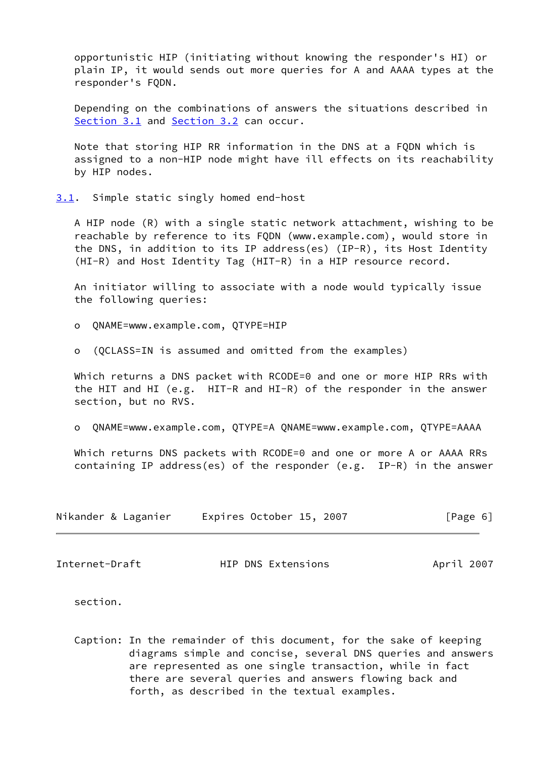opportunistic HIP (initiating without knowing the responder's HI) or plain IP, it would sends out more queries for A and AAAA types at the responder's FQDN.

Depending on the combinations of answers the situations described in Section 3.1 and Section 3.2 can occur.

Note that storing HIP RR information in the DNS at a FQDN which is assigned to a non-HIP node might have ill effects on its reachability by HIP nodes.

### 3.1. Simple static singly homed end-host

A HIP node (R) with a single static network attachment, wishing to be reachable by reference to its FQDN (www.example.com), would store in the DNS, in addition to its IP address(es) (IP-R), its Host Identity (HI-R) and Host Identity Tag (HIT-R) in a HIP resource record.

An initiator willing to associate with a node would typically issue the following queries:

- QNAME=www.example.com, QTYPE=HIP
- (QCLASS=IN is assumed and omitted from the examples)

Which returns a DNS packet with RCODE=0 and one or more HIP RRs with the HIT and HI (e.g. HIT-R and HI-R) of the responder in the answer section, but no RVS.

- QNAME=www.example.com, QTYPE=A QNAME=www.example.com, QTYPE=AAAA

Which returns DNS packets with RCODE=0 and one or more A or AAAA RRs containing IP address(es) of the responder (e.g. IP-R) in the answer section.

Caption: In the remainder of this document, for the sake of keeping diagrams simple and concise, several DNS queries and answers are represented as one single transaction, while in fact there are several queries and answers flowing back and forth, as described in the textual examples.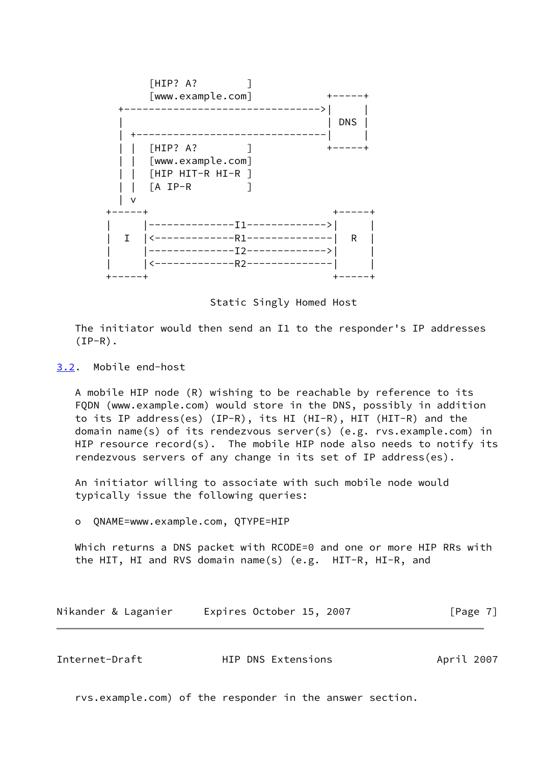```
             [HIP? A?        ]
             [www.example.com]           +-----+
          +-------------------------------->|     |
          |                                 | DNS |
          | +-------------------------------|     |
          | |  [HIP? A?        ]            +-----+
          | |  [www.example.com]
          | |  [HIP HIT-R HI-R ]
          | |  [A IP-R         ]
          | v
        +-----+                              +-----+
        |     |--------------I1------------->|     |
        |  I  |<-------------R1--------------|  R  |
        |     |--------------I2------------->|     |
        |     |<-------------R2--------------|     |
        +-----+                              +-----+
```

Static Singly Homed Host

The initiator would then send an I1 to the responder's IP addresses (IP-R).

## 3.2. Mobile end-host

A mobile HIP node (R) wishing to be reachable by reference to its FQDN (www.example.com) would store in the DNS, possibly in addition to its IP address(es) (IP-R), its HI (HI-R), HIT (HIT-R) and the domain name(s) of its rendezvous server(s) (e.g. rvs.example.com) in HIP resource record(s). The mobile HIP node also needs to notify its rendezvous servers of any change in its set of IP address(es).

An initiator willing to associate with such mobile node would typically issue the following queries:

- QNAME=www.example.com, QTYPE=HIP

Which returns a DNS packet with RCODE=0 and one or more HIP RRs with the HIT, HI and RVS domain name(s) (e.g. HIT-R, HI-R, and rvs.example.com) of the responder in the answer section.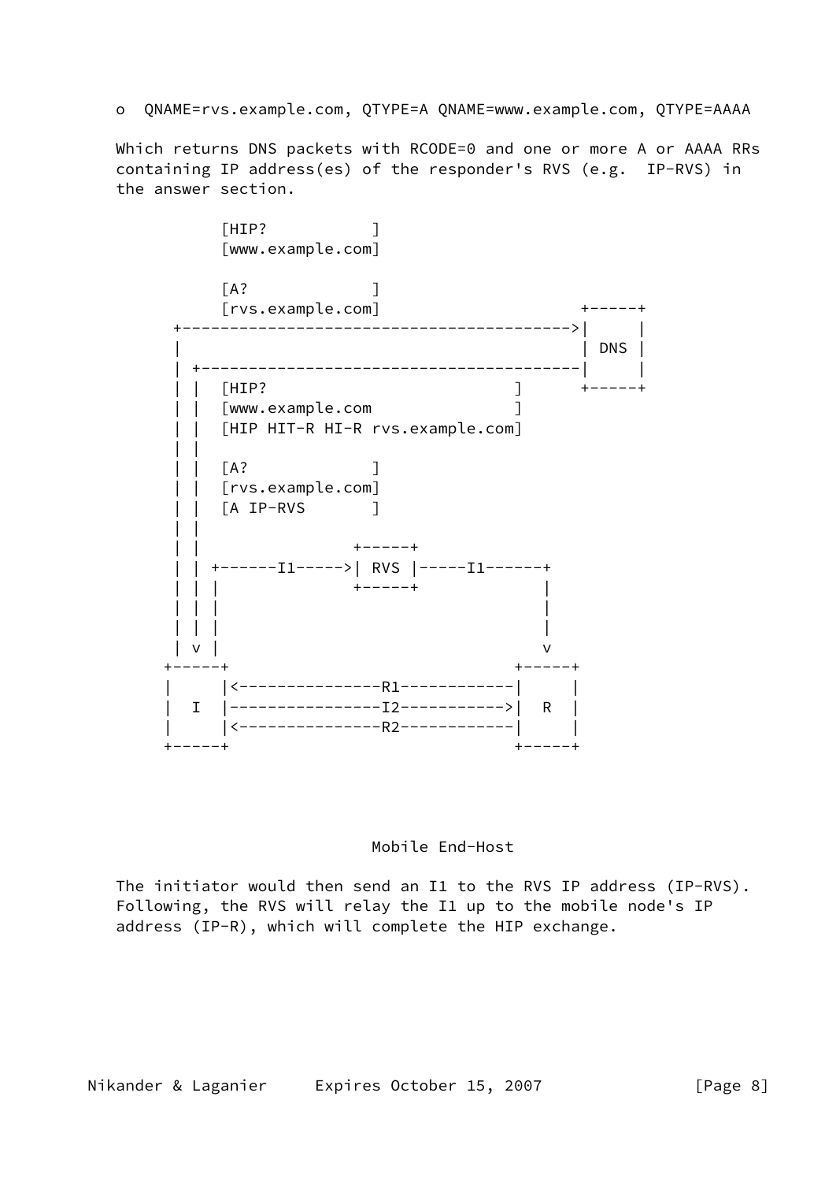o  QNAME=rvs.example.com, QTYPE=A QNAME=www.example.com, QTYPE=AAAA

Which returns DNS packets with RCODE=0 and one or more A or AAAA RRs containing IP address(es) of the responder's RVS (e.g.  IP-RVS) in the answer section.

```
           [HIP?            ]
           [www.example.com]

           [A?              ]
           [rvs.example.com]                          +-----+
       +----------------------------------------->|     |
       |                                            | DNS |
       | +----------------------------------------|     |
       | |  [HIP?                    ]              +-----+
       | |  [www.example.com         ]
       | |  [HIP HIT-R HI-R rvs.example.com]
       | |
       | |  [A?              ]
       | |  [rvs.example.com]
       | |  [A IP-RVS        ]
       | |
       | |                +-----+
       | | +------I1----->| RVS |-----I1------+
       | | |              +-----+             |
       | | |                                  |
       | | |                                  |
       | | |                                  |
       | v |                                  v
      +-----+                              +-----+
      |     |<---------------R1------------|     |
      |  I  |----------------I2----------->|  R  |
      |     |<---------------R2------------|     |
      +-----+                              +-----+
```

Mobile End-Host

The initiator would then send an I1 to the RVS IP address (IP-RVS). Following, the RVS will relay the I1 up to the mobile node's IP address (IP-R), which will complete the HIP exchange.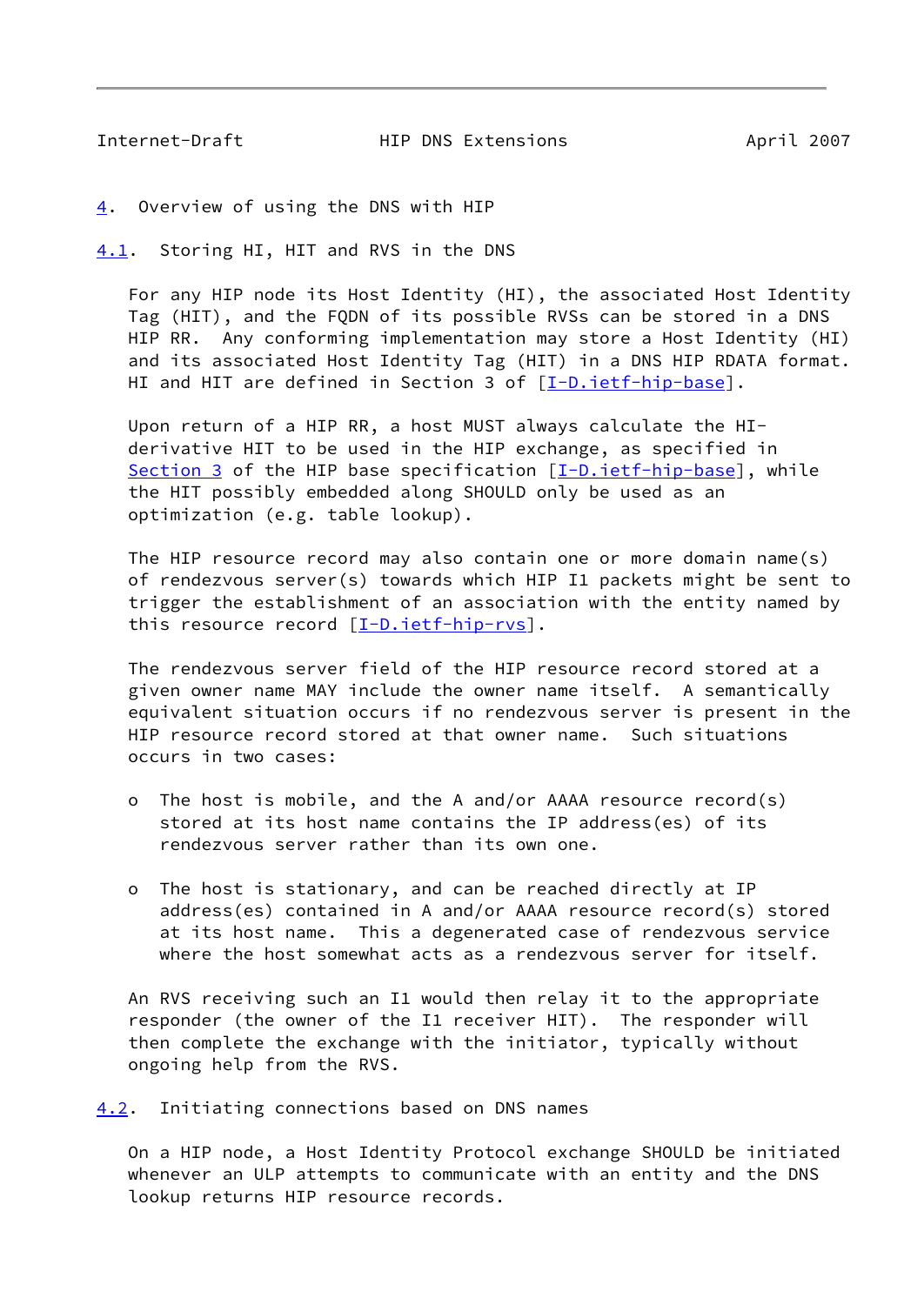## 4. Overview of using the DNS with HIP

### 4.1. Storing HI, HIT and RVS in the DNS

For any HIP node its Host Identity (HI), the associated Host Identity Tag (HIT), and the FQDN of its possible RVSs can be stored in a DNS HIP RR. Any conforming implementation may store a Host Identity (HI) and its associated Host Identity Tag (HIT) in a DNS HIP RDATA format. HI and HIT are defined in Section 3 of [I-D.ietf-hip-base].

Upon return of a HIP RR, a host MUST always calculate the HI-derivative HIT to be used in the HIP exchange, as specified in Section 3 of the HIP base specification [I-D.ietf-hip-base], while the HIT possibly embedded along SHOULD only be used as an optimization (e.g. table lookup).

The HIP resource record may also contain one or more domain name(s) of rendezvous server(s) towards which HIP I1 packets might be sent to trigger the establishment of an association with the entity named by this resource record [I-D.ietf-hip-rvs].

The rendezvous server field of the HIP resource record stored at a given owner name MAY include the owner name itself. A semantically equivalent situation occurs if no rendezvous server is present in the HIP resource record stored at that owner name. Such situations occurs in two cases:

- The host is mobile, and the A and/or AAAA resource record(s) stored at its host name contains the IP address(es) of its rendezvous server rather than its own one.

- The host is stationary, and can be reached directly at IP address(es) contained in A and/or AAAA resource record(s) stored at its host name. This a degenerated case of rendezvous service where the host somewhat acts as a rendezvous server for itself.

An RVS receiving such an I1 would then relay it to the appropriate responder (the owner of the I1 receiver HIT). The responder will then complete the exchange with the initiator, typically without ongoing help from the RVS.

### 4.2. Initiating connections based on DNS names

On a HIP node, a Host Identity Protocol exchange SHOULD be initiated whenever an ULP attempts to communicate with an entity and the DNS lookup returns HIP resource records.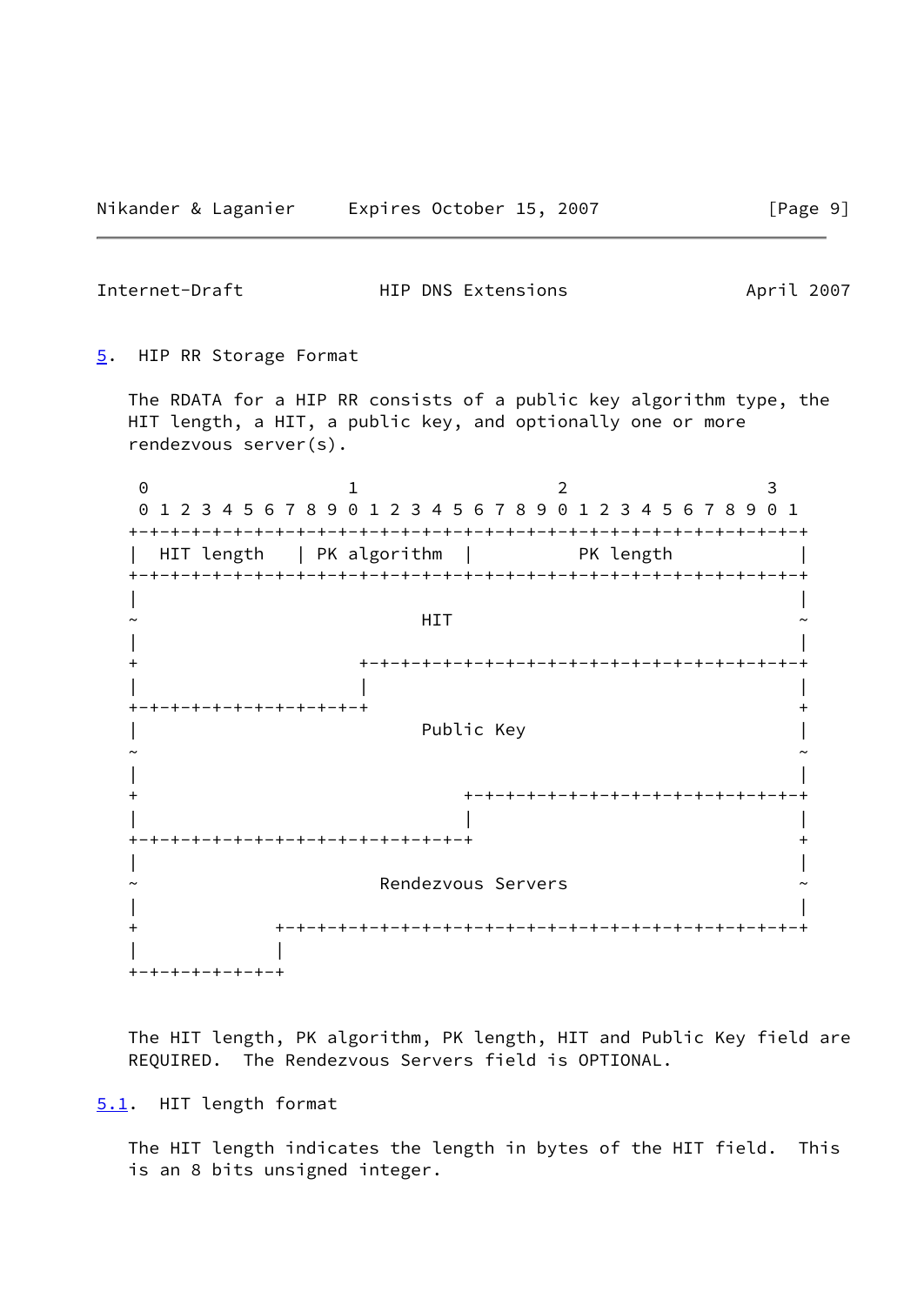## 5. HIP RR Storage Format

The RDATA for a HIP RR consists of a public key algorithm type, the HIT length, a HIT, a public key, and optionally one or more rendezvous server(s).

```
 0                   1                   2                   3
 0 1 2 3 4 5 6 7 8 9 0 1 2 3 4 5 6 7 8 9 0 1 2 3 4 5 6 7 8 9 0 1
+-+-+-+-+-+-+-+-+-+-+-+-+-+-+-+-+-+-+-+-+-+-+-+-+-+-+-+-+-+-+-+-+
|  HIT length   | PK algorithm  |          PK length            |
+-+-+-+-+-+-+-+-+-+-+-+-+-+-+-+-+-+-+-+-+-+-+-+-+-+-+-+-+-+-+-+-+
|                                                               |
~                           HIT                                 ~
|                                                               |
+                     +-+-+-+-+-+-+-+-+-+-+-+-+-+-+-+-+-+-+-+-+-+-+
|                     |                                         |
+-+-+-+-+-+-+-+-+-+-+-+                                         +
|                           Public Key                          |
~                                                               ~
|                                                               |
+                               +-+-+-+-+-+-+-+-+-+-+-+-+-+-+-+-+
|                               |                               |
+-+-+-+-+-+-+-+-+-+-+-+-+-+-+-+-+                               +
|                                                               |
~                       Rendezvous Servers                      ~
|                                                               |
+             +-+-+-+-+-+-+-+-+-+-+-+-+-+-+-+-+-+-+-+-+-+-+-+-+-+
|             |
+-+-+-+-+-+-+-+
```

The HIT length, PK algorithm, PK length, HIT and Public Key field are REQUIRED. The Rendezvous Servers field is OPTIONAL.

### 5.1. HIT length format

The HIT length indicates the length in bytes of the HIT field. This is an 8 bits unsigned integer.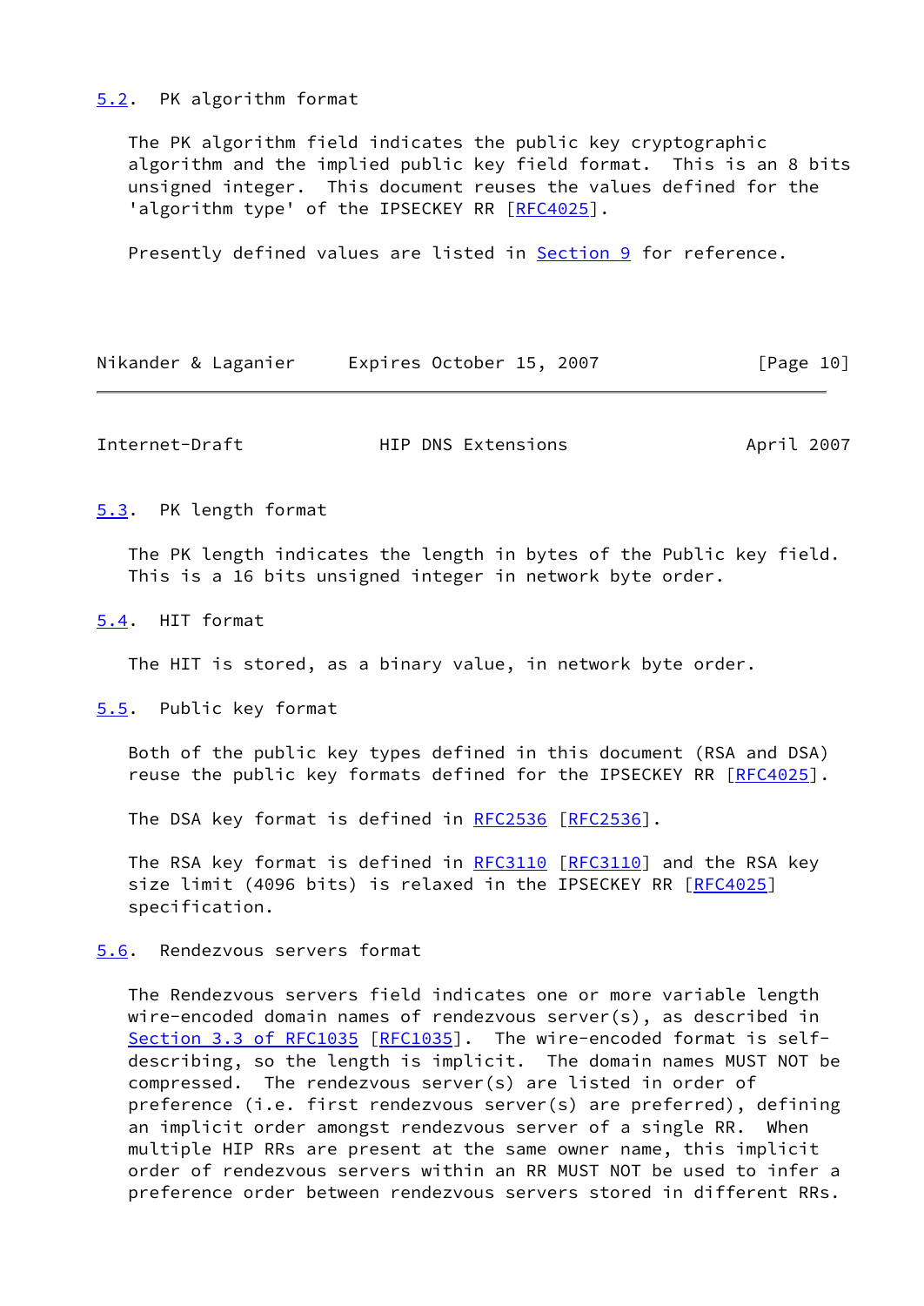### 5.2. PK algorithm format

The PK algorithm field indicates the public key cryptographic algorithm and the implied public key field format. This is an 8 bits unsigned integer. This document reuses the values defined for the 'algorithm type' of the IPSECKEY RR [RFC4025].

Presently defined values are listed in Section 9 for reference.

### 5.3. PK length format

The PK length indicates the length in bytes of the Public key field. This is a 16 bits unsigned integer in network byte order.

### 5.4. HIT format

The HIT is stored, as a binary value, in network byte order.

### 5.5. Public key format

Both of the public key types defined in this document (RSA and DSA) reuse the public key formats defined for the IPSECKEY RR [RFC4025].

The DSA key format is defined in RFC2536 [RFC2536].

The RSA key format is defined in RFC3110 [RFC3110] and the RSA key size limit (4096 bits) is relaxed in the IPSECKEY RR [RFC4025] specification.

### 5.6. Rendezvous servers format

The Rendezvous servers field indicates one or more variable length wire-encoded domain names of rendezvous server(s), as described in Section 3.3 of RFC1035 [RFC1035]. The wire-encoded format is self-describing, so the length is implicit. The domain names MUST NOT be compressed. The rendezvous server(s) are listed in order of preference (i.e. first rendezvous server(s) are preferred), defining an implicit order amongst rendezvous server of a single RR. When multiple HIP RRs are present at the same owner name, this implicit order of rendezvous servers within an RR MUST NOT be used to infer a preference order between rendezvous servers stored in different RRs.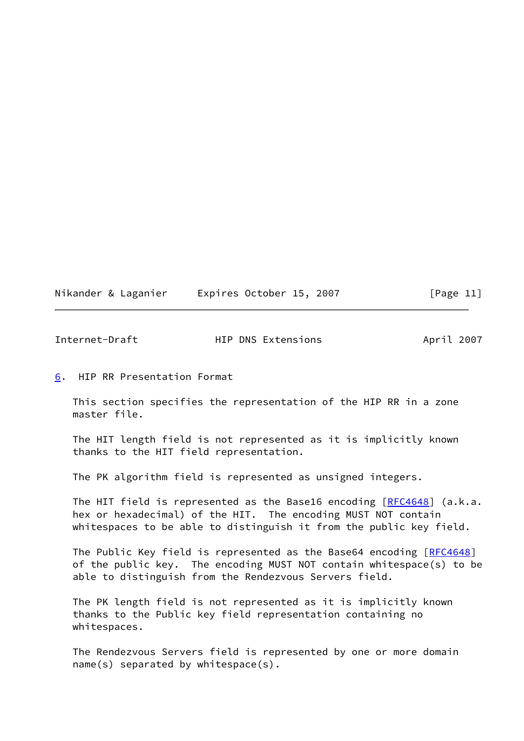## 6. HIP RR Presentation Format

This section specifies the representation of the HIP RR in a zone master file.

The HIT length field is not represented as it is implicitly known thanks to the HIT field representation.

The PK algorithm field is represented as unsigned integers.

The HIT field is represented as the Base16 encoding [RFC4648] (a.k.a. hex or hexadecimal) of the HIT. The encoding MUST NOT contain whitespaces to be able to distinguish it from the public key field.

The Public Key field is represented as the Base64 encoding [RFC4648] of the public key. The encoding MUST NOT contain whitespace(s) to be able to distinguish from the Rendezvous Servers field.

The PK length field is not represented as it is implicitly known thanks to the Public key field representation containing no whitespaces.

The Rendezvous Servers field is represented by one or more domain name(s) separated by whitespace(s).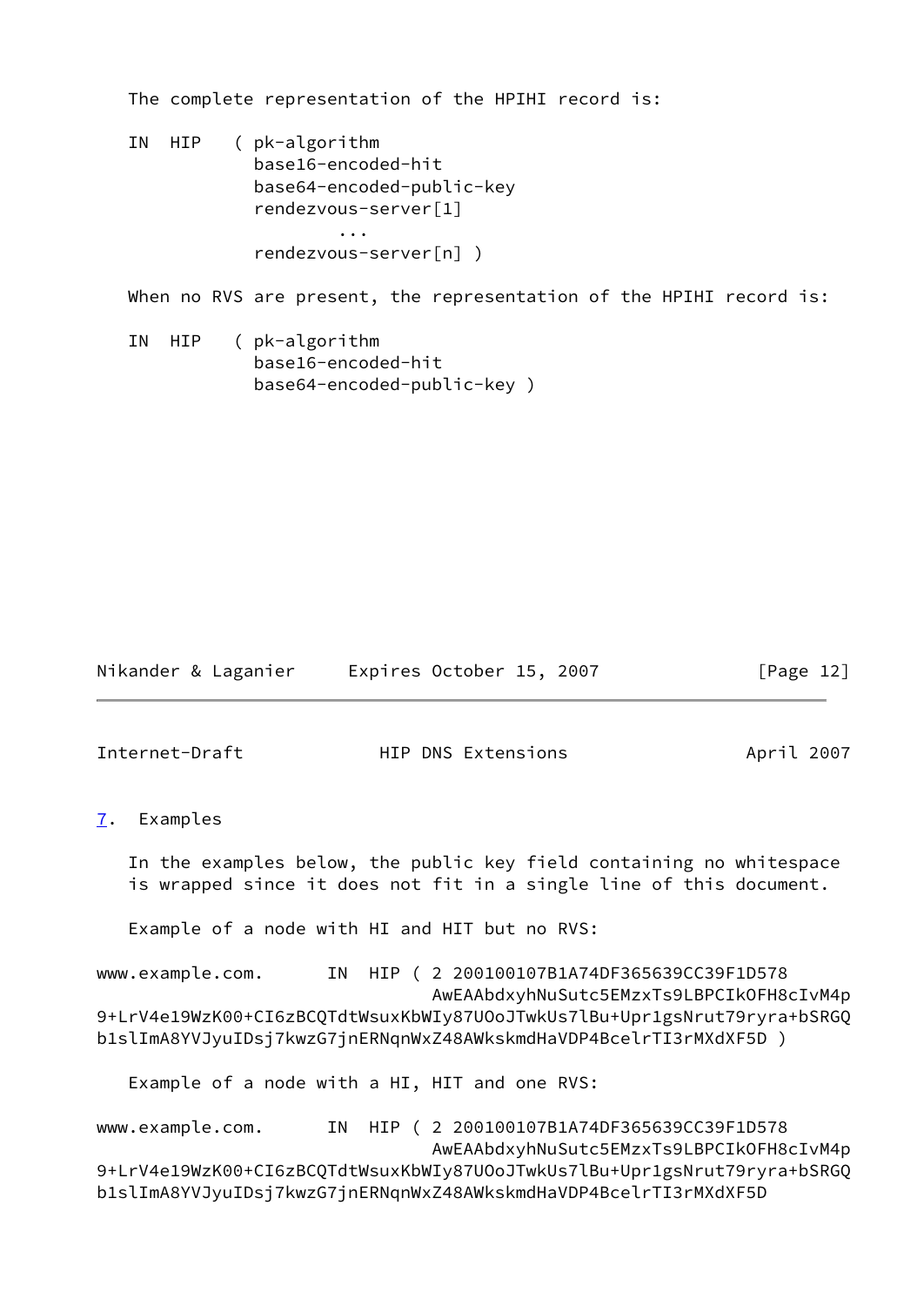The complete representation of the HPIHI record is:

```
IN  HIP   ( pk-algorithm
            base16-encoded-hit
            base64-encoded-public-key
            rendezvous-server[1]
                    ...
            rendezvous-server[n] )
```

When no RVS are present, the representation of the HPIHI record is:

```
IN  HIP   ( pk-algorithm
            base16-encoded-hit
            base64-encoded-public-key )
```

## 7. Examples

In the examples below, the public key field containing no whitespace is wrapped since it does not fit in a single line of this document.

Example of a node with HI and HIT but no RVS:

```
www.example.com.      IN  HIP ( 2 200100107B1A74DF365639CC39F1D578
                                AwEAAbdxyhNuSutc5EMzxTs9LBPCIkOFH8cIvM4p
9+LrV4e19WzK00+CI6zBCQTdtWsuxKbWIy87UOoJTwkUs7lBu+Upr1gsNrut79ryra+bSRGQ
b1slImA8YVJyuIDsj7kwzG7jnERNqnWxZ48AWkskmdHaVDP4BcelrTI3rMXdXF5D )
```

Example of a node with a HI, HIT and one RVS:

```
www.example.com.      IN  HIP ( 2 200100107B1A74DF365639CC39F1D578
                                AwEAAbdxyhNuSutc5EMzxTs9LBPCIkOFH8cIvM4p
9+LrV4e19WzK00+CI6zBCQTdtWsuxKbWIy87UOoJTwkUs7lBu+Upr1gsNrut79ryra+bSRGQ
b1slImA8YVJyuIDsj7kwzG7jnERNqnWxZ48AWkskmdHaVDP4BcelrTI3rMXdXF5D
```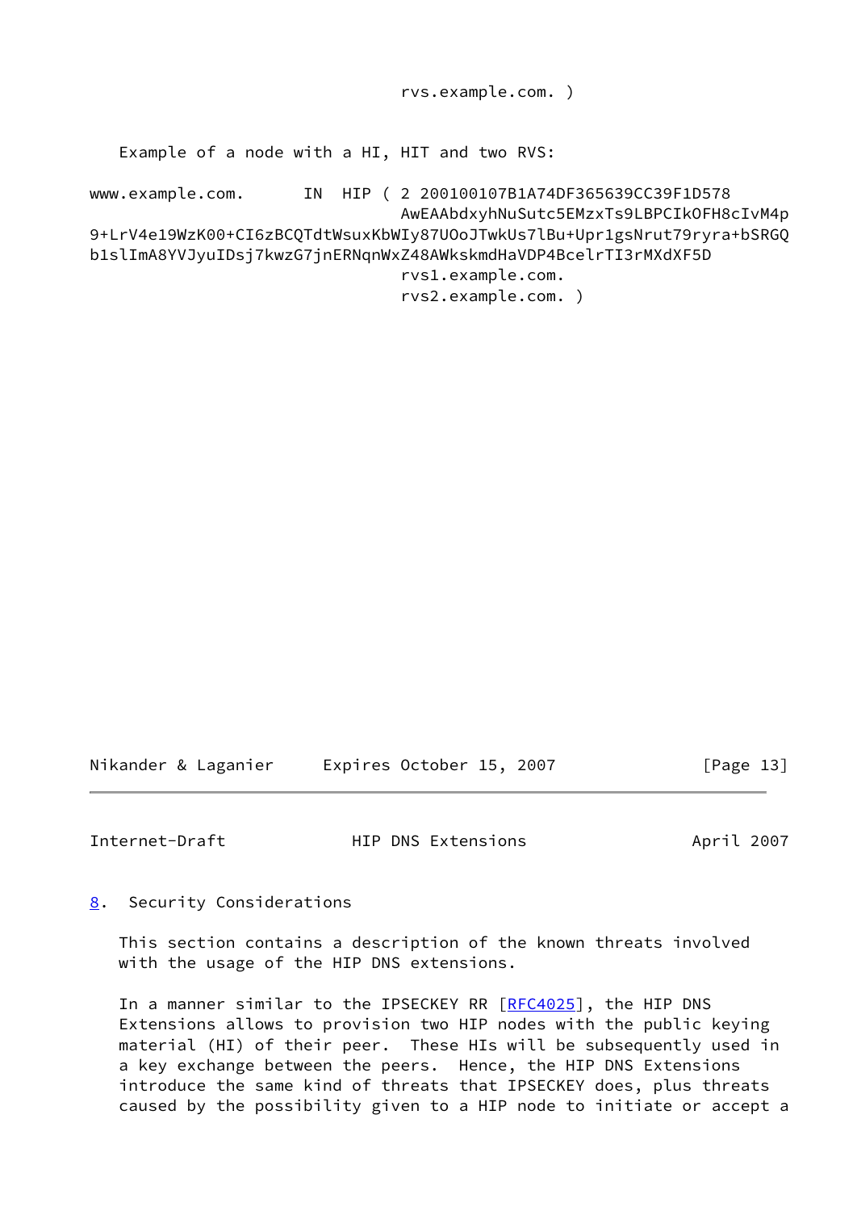```
                                 rvs.example.com. )
```

Example of a node with a HI, HIT and two RVS:

```
www.example.com.      IN  HIP ( 2 200100107B1A74DF365639CC39F1D578
                                AwEAAbdxyhNuSutc5EMzxTs9LBPCIkOFH8cIvM4p
9+LrV4e19WzK00+CI6zBCQTdtWsuxKbWIy87UOoJTwkUs7lBu+Upr1gsNrut79ryra+bSRGQ
b1slImA8YVJyuIDsj7kwzG7jnERNqnWxZ48AWkskmdHaVDP4BcelrTI3rMXdXF5D
                                rvs1.example.com.
                                rvs2.example.com. )
```

## 8. Security Considerations

This section contains a description of the known threats involved with the usage of the HIP DNS extensions.

In a manner similar to the IPSECKEY RR [RFC4025], the HIP DNS Extensions allows to provision two HIP nodes with the public keying material (HI) of their peer. These HIs will be subsequently used in a key exchange between the peers. Hence, the HIP DNS Extensions introduce the same kind of threats that IPSECKEY does, plus threats caused by the possibility given to a HIP node to initiate or accept a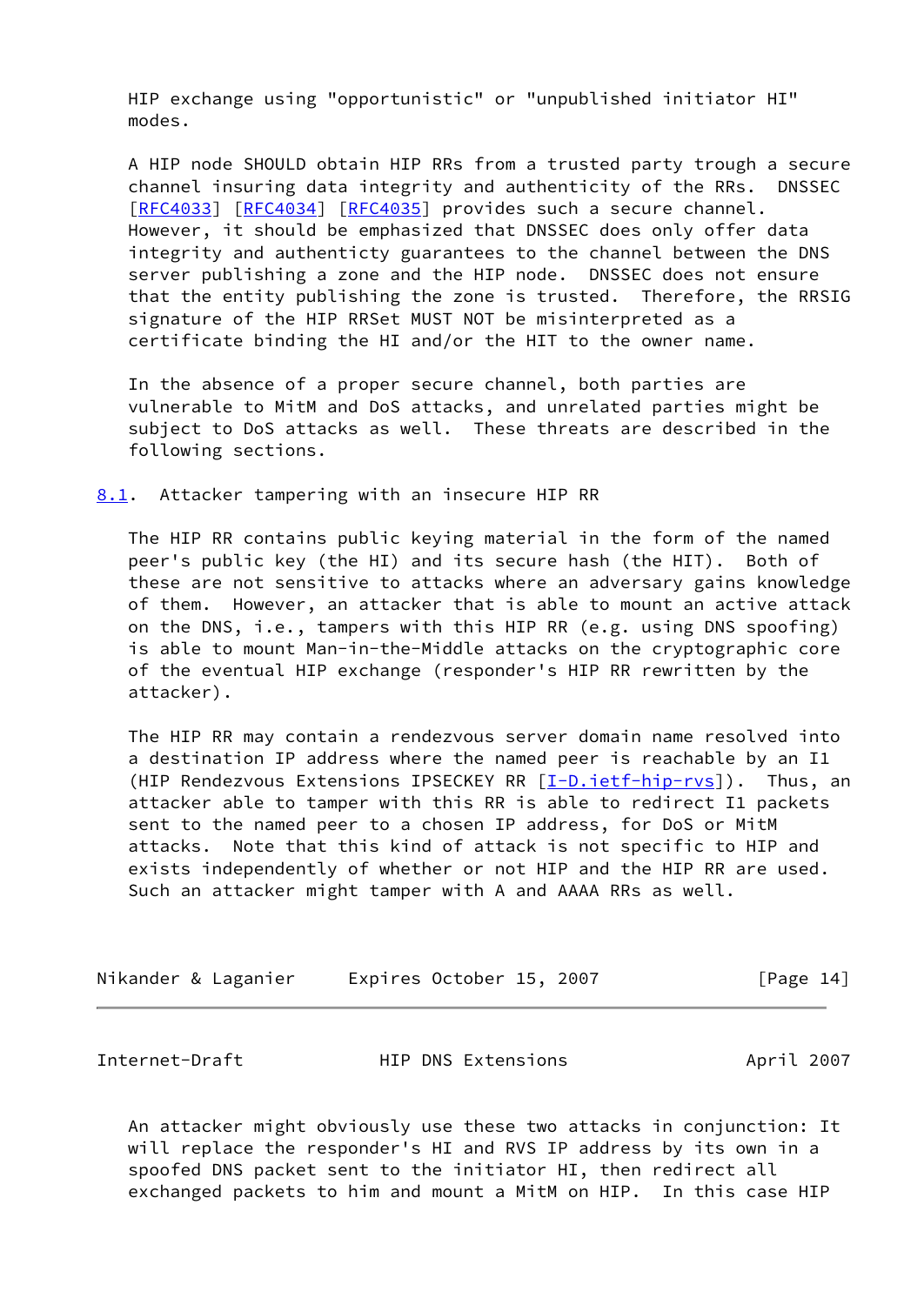HIP exchange using "opportunistic" or "unpublished initiator HI" modes.

A HIP node SHOULD obtain HIP RRs from a trusted party trough a secure channel insuring data integrity and authenticity of the RRs. DNSSEC [RFC4033] [RFC4034] [RFC4035] provides such a secure channel. However, it should be emphasized that DNSSEC does only offer data integrity and authenticty guarantees to the channel between the DNS server publishing a zone and the HIP node. DNSSEC does not ensure that the entity publishing the zone is trusted. Therefore, the RRSIG signature of the HIP RRSet MUST NOT be misinterpreted as a certificate binding the HI and/or the HIT to the owner name.

In the absence of a proper secure channel, both parties are vulnerable to MitM and DoS attacks, and unrelated parties might be subject to DoS attacks as well. These threats are described in the following sections.

## 8.1. Attacker tampering with an insecure HIP RR

The HIP RR contains public keying material in the form of the named peer's public key (the HI) and its secure hash (the HIT). Both of these are not sensitive to attacks where an adversary gains knowledge of them. However, an attacker that is able to mount an active attack on the DNS, i.e., tampers with this HIP RR (e.g. using DNS spoofing) is able to mount Man-in-the-Middle attacks on the cryptographic core of the eventual HIP exchange (responder's HIP RR rewritten by the attacker).

The HIP RR may contain a rendezvous server domain name resolved into a destination IP address where the named peer is reachable by an I1 (HIP Rendezvous Extensions IPSECKEY RR [I-D.ietf-hip-rvs]). Thus, an attacker able to tamper with this RR is able to redirect I1 packets sent to the named peer to a chosen IP address, for DoS or MitM attacks. Note that this kind of attack is not specific to HIP and exists independently of whether or not HIP and the HIP RR are used. Such an attacker might tamper with A and AAAA RRs as well.

An attacker might obviously use these two attacks in conjunction: It will replace the responder's HI and RVS IP address by its own in a spoofed DNS packet sent to the initiator HI, then redirect all exchanged packets to him and mount a MitM on HIP. In this case HIP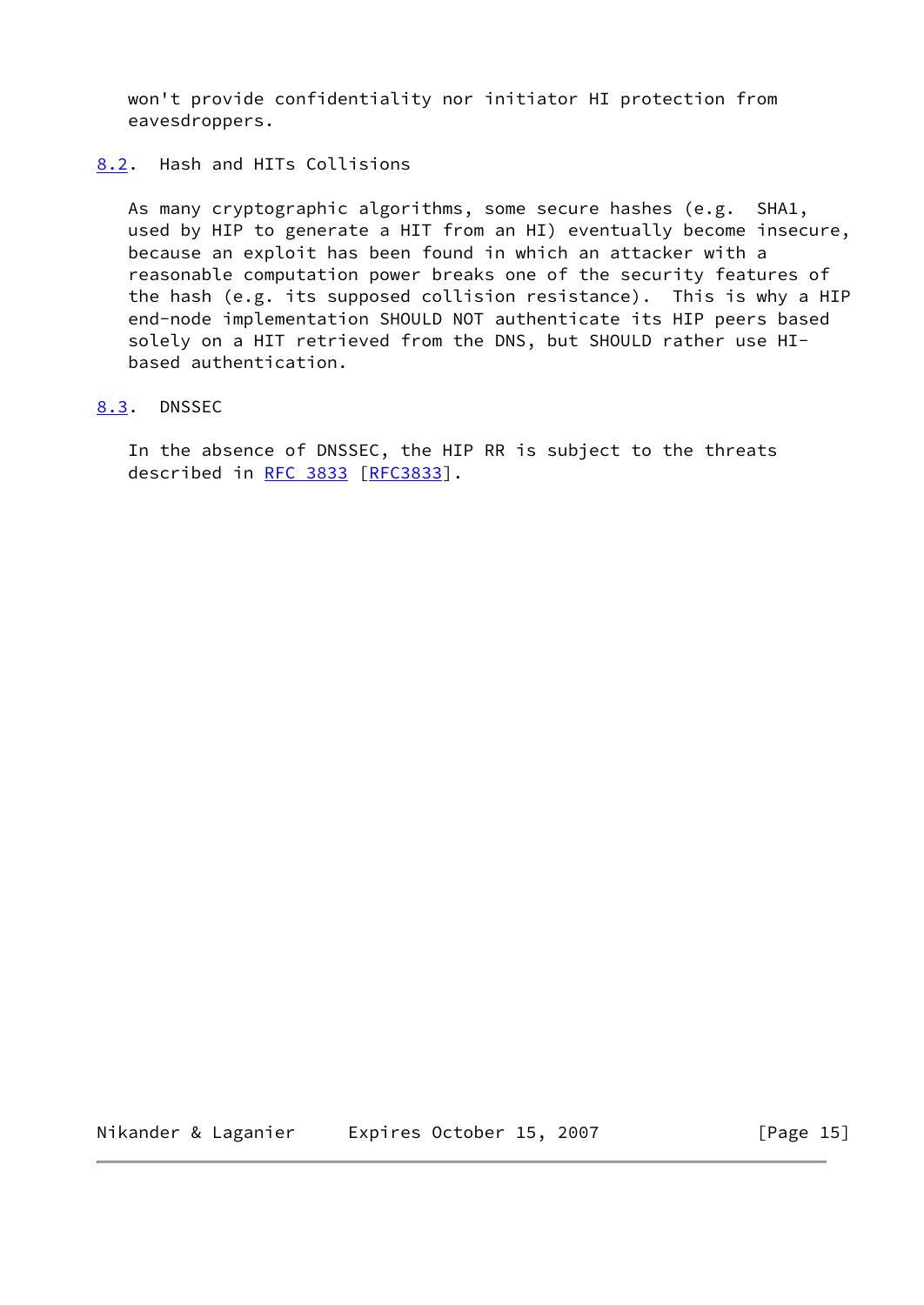won't provide confidentiality nor initiator HI protection from eavesdroppers.

### 8.2. Hash and HITs Collisions

As many cryptographic algorithms, some secure hashes (e.g. SHA1, used by HIP to generate a HIT from an HI) eventually become insecure, because an exploit has been found in which an attacker with a reasonable computation power breaks one of the security features of the hash (e.g. its supposed collision resistance). This is why a HIP end-node implementation SHOULD NOT authenticate its HIP peers based solely on a HIT retrieved from the DNS, but SHOULD rather use HI-based authentication.

### 8.3. DNSSEC

In the absence of DNSSEC, the HIP RR is subject to the threats described in RFC 3833 [RFC3833].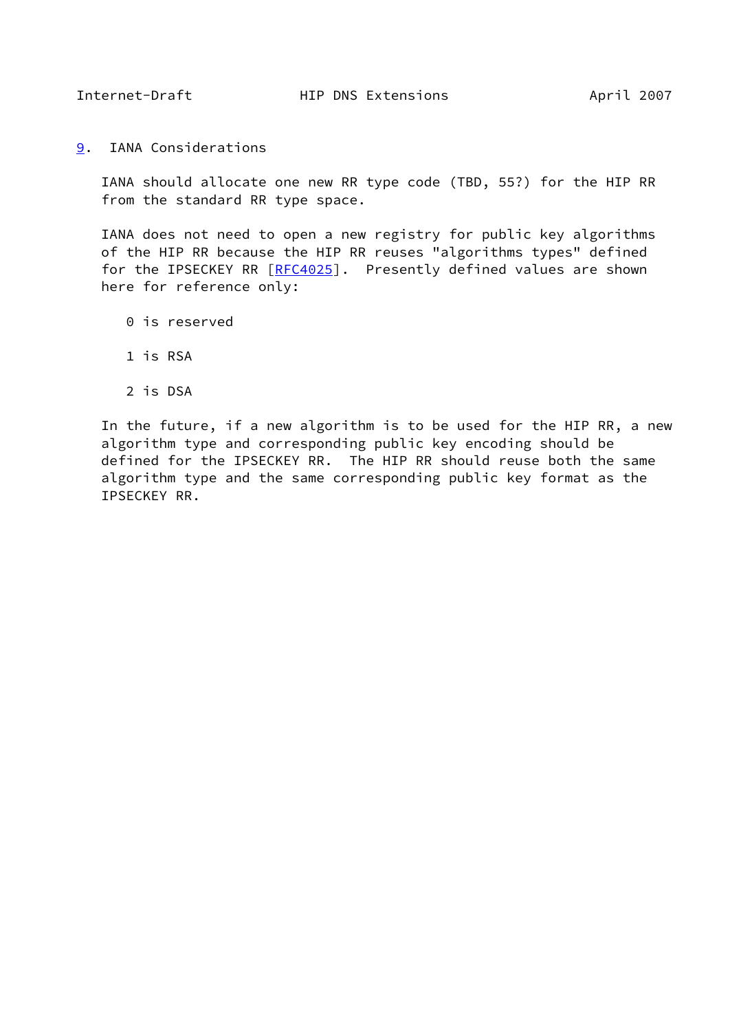## 9. IANA Considerations

IANA should allocate one new RR type code (TBD, 55?) for the HIP RR from the standard RR type space.

IANA does not need to open a new registry for public key algorithms of the HIP RR because the HIP RR reuses "algorithms types" defined for the IPSECKEY RR [RFC4025]. Presently defined values are shown here for reference only:

0 is reserved

1 is RSA

2 is DSA

In the future, if a new algorithm is to be used for the HIP RR, a new algorithm type and corresponding public key encoding should be defined for the IPSECKEY RR. The HIP RR should reuse both the same algorithm type and the same corresponding public key format as the IPSECKEY RR.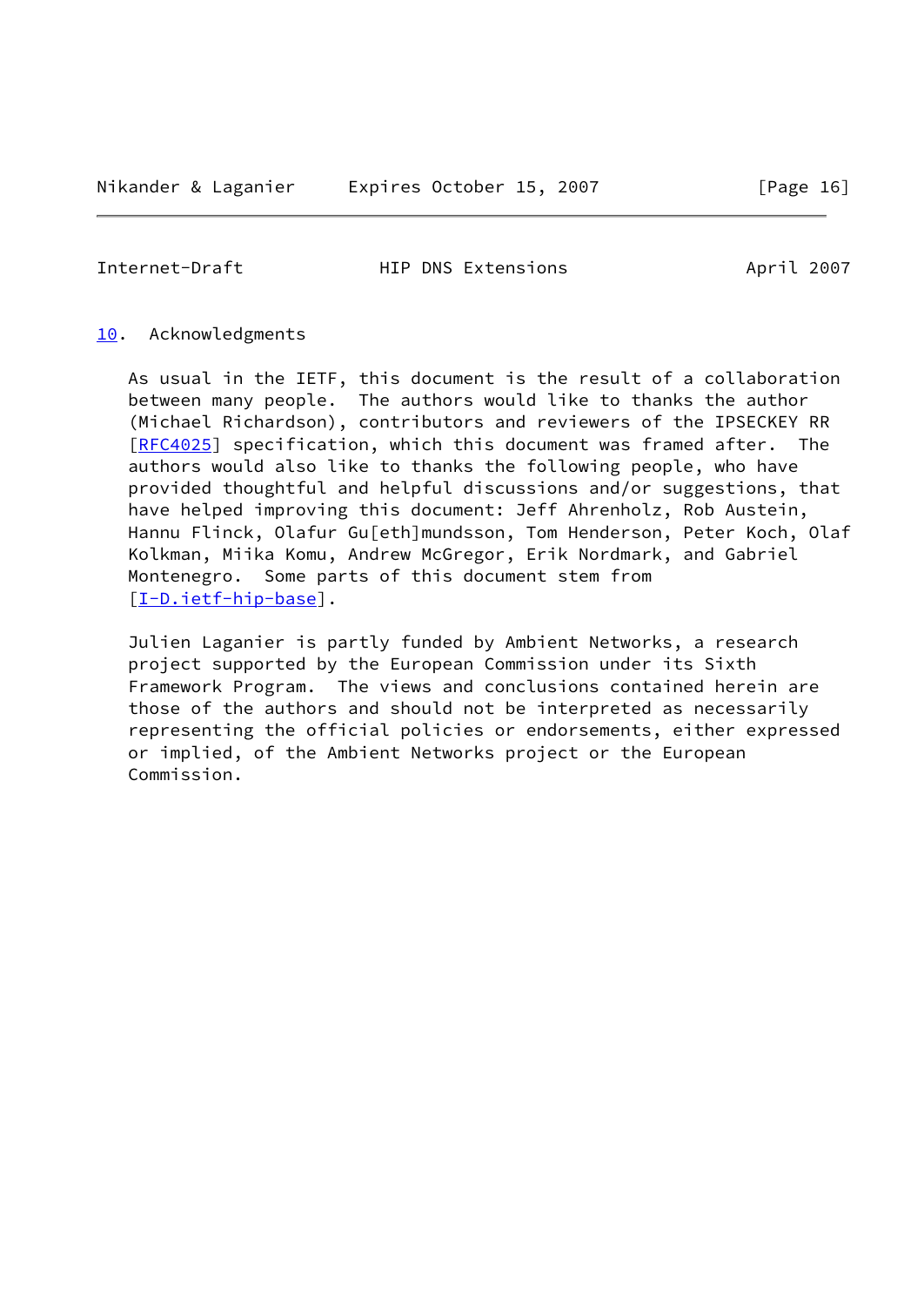## 10. Acknowledgments

As usual in the IETF, this document is the result of a collaboration between many people. The authors would like to thanks the author (Michael Richardson), contributors and reviewers of the IPSECKEY RR [RFC4025] specification, which this document was framed after. The authors would also like to thanks the following people, who have provided thoughtful and helpful discussions and/or suggestions, that have helped improving this document: Jeff Ahrenholz, Rob Austein, Hannu Flinck, Olafur Gu[eth]mundsson, Tom Henderson, Peter Koch, Olaf Kolkman, Miika Komu, Andrew McGregor, Erik Nordmark, and Gabriel Montenegro. Some parts of this document stem from [I-D.ietf-hip-base].

Julien Laganier is partly funded by Ambient Networks, a research project supported by the European Commission under its Sixth Framework Program. The views and conclusions contained herein are those of the authors and should not be interpreted as necessarily representing the official policies or endorsements, either expressed or implied, of the Ambient Networks project or the European Commission.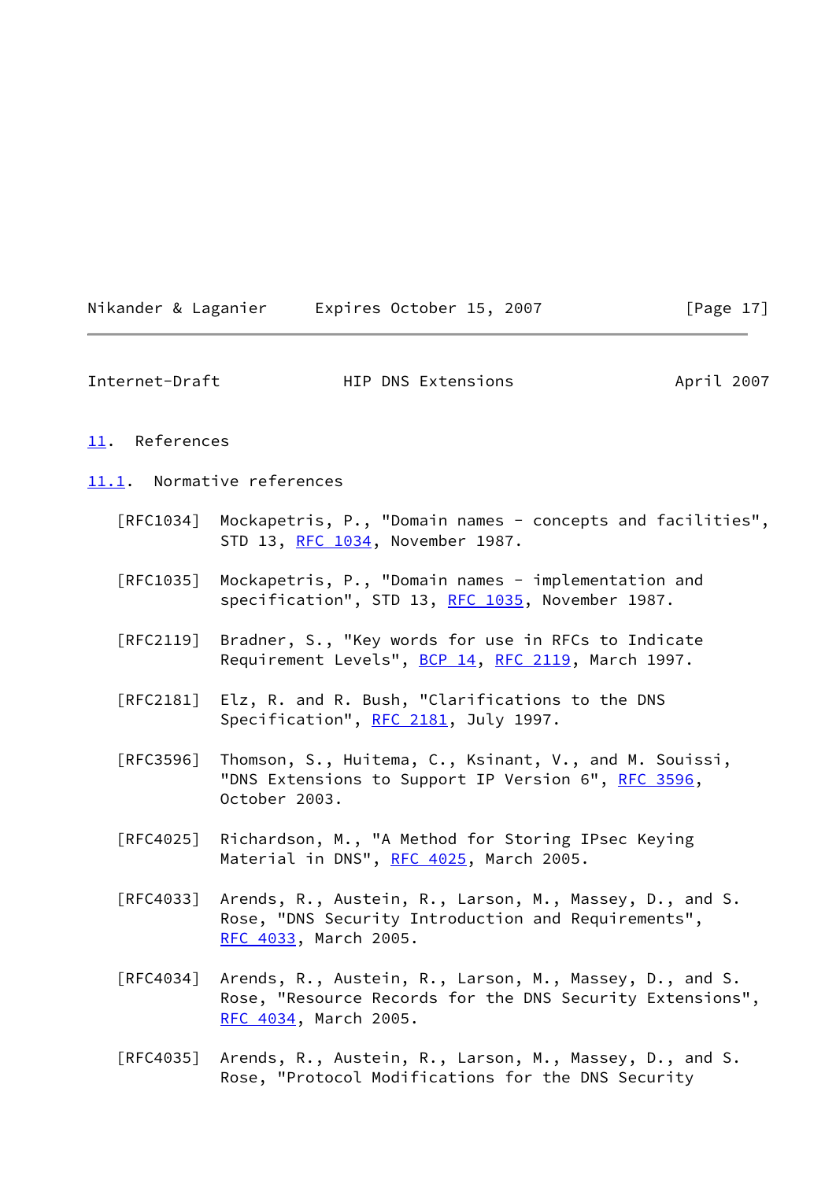## 11. References

### 11.1. Normative references

[RFC1034] Mockapetris, P., "Domain names - concepts and facilities", STD 13, RFC 1034, November 1987.

[RFC1035] Mockapetris, P., "Domain names - implementation and specification", STD 13, RFC 1035, November 1987.

[RFC2119] Bradner, S., "Key words for use in RFCs to Indicate Requirement Levels", BCP 14, RFC 2119, March 1997.

[RFC2181] Elz, R. and R. Bush, "Clarifications to the DNS Specification", RFC 2181, July 1997.

[RFC3596] Thomson, S., Huitema, C., Ksinant, V., and M. Souissi, "DNS Extensions to Support IP Version 6", RFC 3596, October 2003.

[RFC4025] Richardson, M., "A Method for Storing IPsec Keying Material in DNS", RFC 4025, March 2005.

[RFC4033] Arends, R., Austein, R., Larson, M., Massey, D., and S. Rose, "DNS Security Introduction and Requirements", RFC 4033, March 2005.

[RFC4034] Arends, R., Austein, R., Larson, M., Massey, D., and S. Rose, "Resource Records for the DNS Security Extensions", RFC 4034, March 2005.

[RFC4035] Arends, R., Austein, R., Larson, M., Massey, D., and S. Rose, "Protocol Modifications for the DNS Security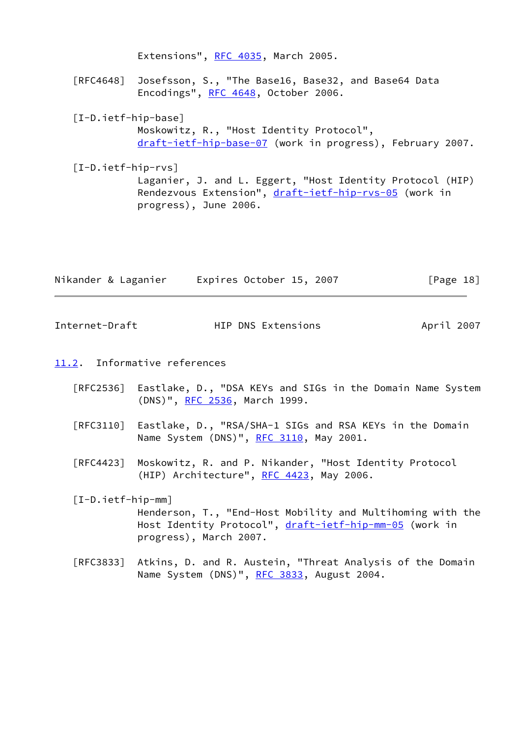Extensions", RFC 4035, March 2005.

[RFC4648] Josefsson, S., "The Base16, Base32, and Base64 Data Encodings", RFC 4648, October 2006.

[I-D.ietf-hip-base]
Moskowitz, R., "Host Identity Protocol", draft-ietf-hip-base-07 (work in progress), February 2007.

[I-D.ietf-hip-rvs]
Laganier, J. and L. Eggert, "Host Identity Protocol (HIP) Rendezvous Extension", draft-ietf-hip-rvs-05 (work in progress), June 2006.

## 11.2. Informative references

[RFC2536] Eastlake, D., "DSA KEYs and SIGs in the Domain Name System (DNS)", RFC 2536, March 1999.

[RFC3110] Eastlake, D., "RSA/SHA-1 SIGs and RSA KEYs in the Domain Name System (DNS)", RFC 3110, May 2001.

[RFC4423] Moskowitz, R. and P. Nikander, "Host Identity Protocol (HIP) Architecture", RFC 4423, May 2006.

[I-D.ietf-hip-mm]
Henderson, T., "End-Host Mobility and Multihoming with the Host Identity Protocol", draft-ietf-hip-mm-05 (work in progress), March 2007.

[RFC3833] Atkins, D. and R. Austein, "Threat Analysis of the Domain Name System (DNS)", RFC 3833, August 2004.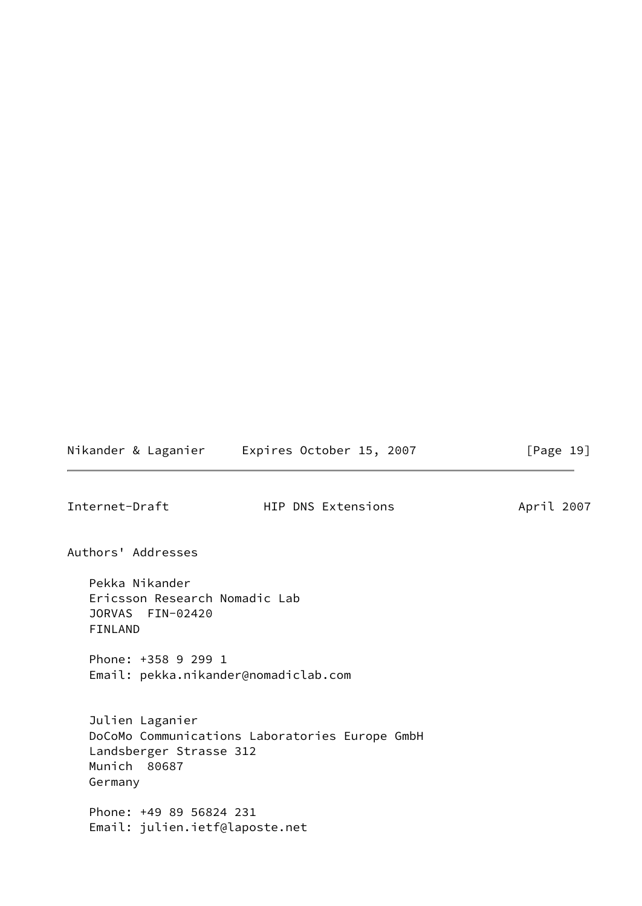## Authors' Addresses

Pekka Nikander
Ericsson Research Nomadic Lab
JORVAS  FIN-02420
FINLAND

Phone: +358 9 299 1
Email: pekka.nikander@nomadiclab.com

Julien Laganier
DoCoMo Communications Laboratories Europe GmbH
Landsberger Strasse 312
Munich  80687
Germany

Phone: +49 89 56824 231
Email: julien.ietf@laposte.net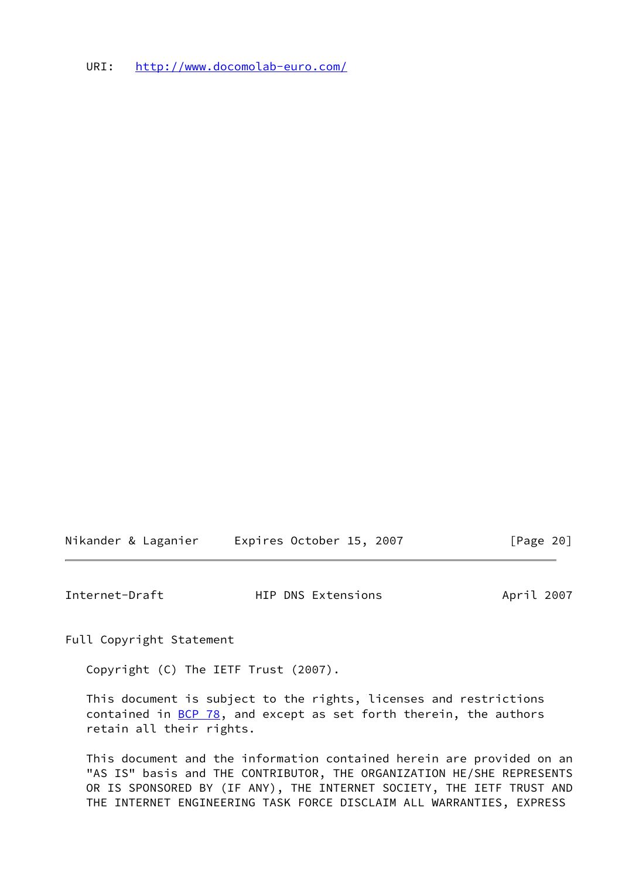URI: [http://www.docomolab-euro.com/](http://www.docomolab-euro.com/)

## Full Copyright Statement

Copyright (C) The IETF Trust (2007).

This document is subject to the rights, licenses and restrictions contained in BCP 78, and except as set forth therein, the authors retain all their rights.

This document and the information contained herein are provided on an "AS IS" basis and THE CONTRIBUTOR, THE ORGANIZATION HE/SHE REPRESENTS OR IS SPONSORED BY (IF ANY), THE INTERNET SOCIETY, THE IETF TRUST AND THE INTERNET ENGINEERING TASK FORCE DISCLAIM ALL WARRANTIES, EXPRESS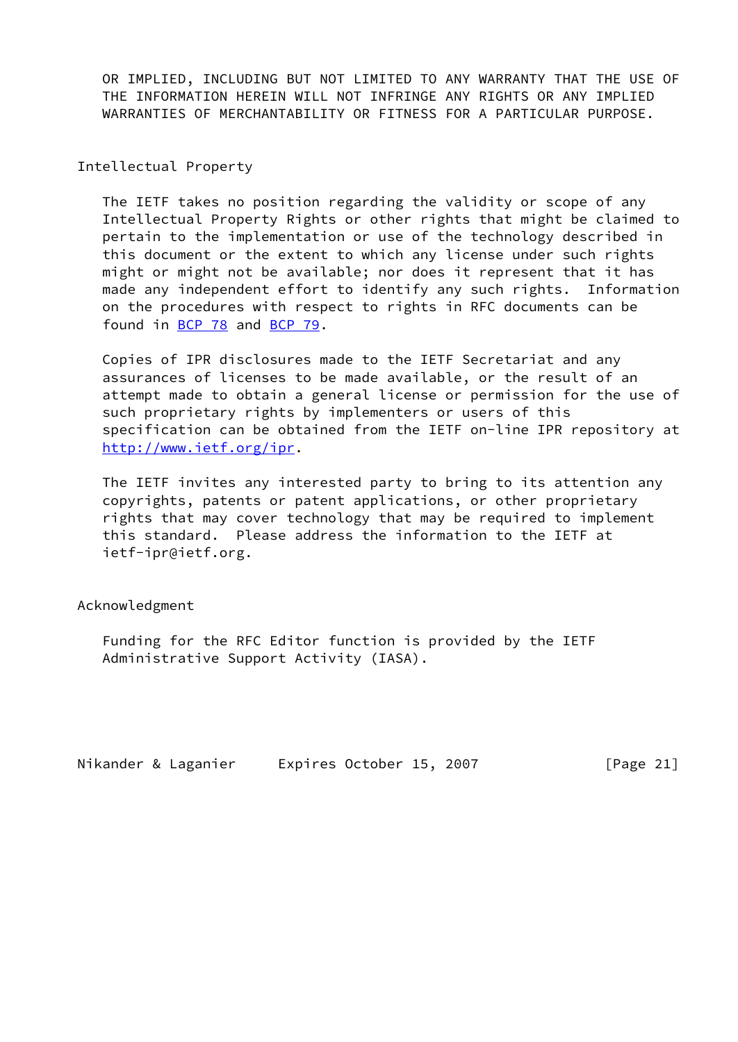OR IMPLIED, INCLUDING BUT NOT LIMITED TO ANY WARRANTY THAT THE USE OF THE INFORMATION HEREIN WILL NOT INFRINGE ANY RIGHTS OR ANY IMPLIED WARRANTIES OF MERCHANTABILITY OR FITNESS FOR A PARTICULAR PURPOSE.

## Intellectual Property

The IETF takes no position regarding the validity or scope of any Intellectual Property Rights or other rights that might be claimed to pertain to the implementation or use of the technology described in this document or the extent to which any license under such rights might or might not be available; nor does it represent that it has made any independent effort to identify any such rights. Information on the procedures with respect to rights in RFC documents can be found in BCP 78 and BCP 79.

Copies of IPR disclosures made to the IETF Secretariat and any assurances of licenses to be made available, or the result of an attempt made to obtain a general license or permission for the use of such proprietary rights by implementers or users of this specification can be obtained from the IETF on-line IPR repository at http://www.ietf.org/ipr.

The IETF invites any interested party to bring to its attention any copyrights, patents or patent applications, or other proprietary rights that may cover technology that may be required to implement this standard. Please address the information to the IETF at ietf-ipr@ietf.org.

## Acknowledgment

Funding for the RFC Editor function is provided by the IETF Administrative Support Activity (IASA).